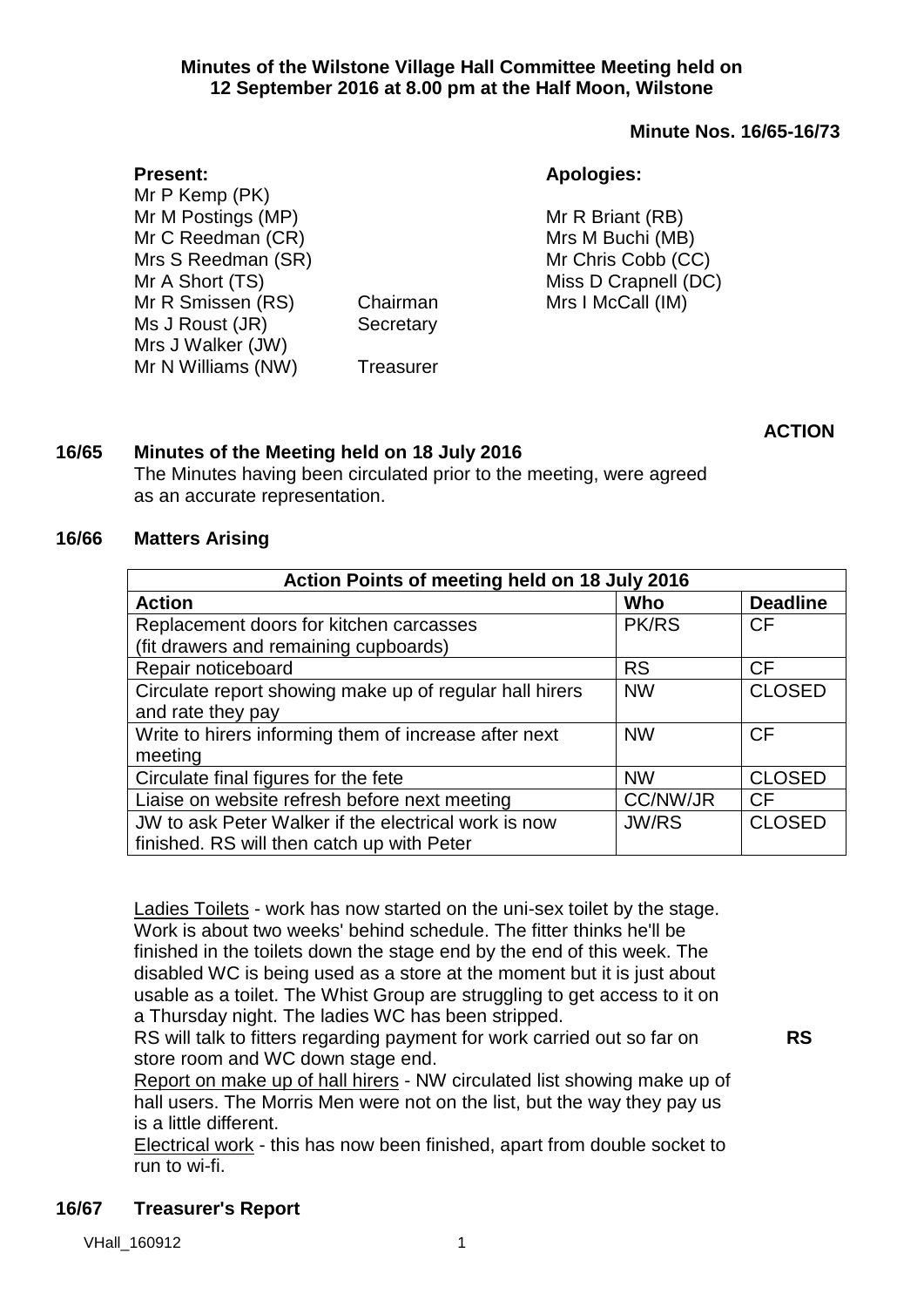**Minutes of the Wilstone Village Hall Committee Meeting held on 12 September 2016 at 8.00 pm at the Half Moon, Wilstone**

**Minute Nos. 16/65-16/73**

**Present:**

Mr P Kemp (PK)
Mr M Postings (MP)
Mr C Reedman (CR)
Mrs S Reedman (SR)
Mr A Short (TS)
Mr R Smissen (RS) Chairman
Ms J Roust (JR) Secretary
Mrs J Walker (JW)
Mr N Williams (NW) Treasurer

**Apologies:**

Mr R Briant (RB)
Mrs M Buchi (MB)
Mr Chris Cobb (CC)
Miss D Crapnell (DC)
Mrs I McCall (IM)

**ACTION**

## 16/65 Minutes of the Meeting held on 18 July 2016

The Minutes having been circulated prior to the meeting, were agreed as an accurate representation.

## 16/66 Matters Arising

| Action Points of meeting held on 18 July 2016 | | |
|---|---|---|
| **Action** | **Who** | **Deadline** |
| Replacement doors for kitchen carcasses (fit drawers and remaining cupboards) | PK/RS | CF |
| Repair noticeboard | RS | CF |
| Circulate report showing make up of regular hall hirers and rate they pay | NW | CLOSED |
| Write to hirers informing them of increase after next meeting | NW | CF |
| Circulate final figures for the fete | NW | CLOSED |
| Liaise on website refresh before next meeting | CC/NW/JR | CF |
| JW to ask Peter Walker if the electrical work is now finished. RS will then catch up with Peter | JW/RS | CLOSED |

Ladies Toilets - work has now started on the uni-sex toilet by the stage. Work is about two weeks' behind schedule. The fitter thinks he'll be finished in the toilets down the stage end by the end of this week. The disabled WC is being used as a store at the moment but it is just about usable as a toilet. The Whist Group are struggling to get access to it on a Thursday night. The ladies WC has been stripped.

RS will talk to fitters regarding payment for work carried out so far on store room and WC down stage end. **RS**

Report on make up of hall hirers - NW circulated list showing make up of hall users. The Morris Men were not on the list, but the way they pay us is a little different.

Electrical work - this has now been finished, apart from double socket to run to wi-fi.

## 16/67 Treasurer's Report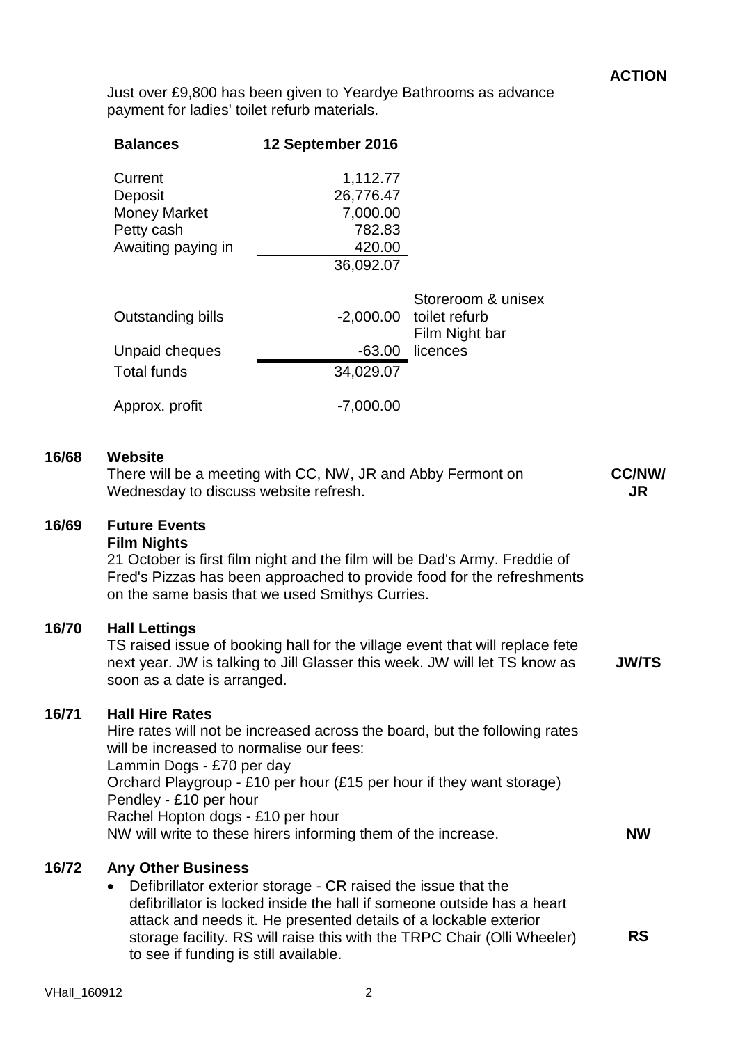**ACTION**

Just over £9,800 has been given to Yeardye Bathrooms as advance payment for ladies' toilet refurb materials.

| **Balances** | **12 September 2016** | |
|---|---|---|
| Current | 1,112.77 | |
| Deposit | 26,776.47 | |
| Money Market | 7,000.00 | |
| Petty cash | 782.83 | |
| Awaiting paying in | 420.00 | |
| | 36,092.07 | |
| Outstanding bills | -2,000.00 | Storeroom & unisex toilet refurb |
| Unpaid cheques | -63.00 | Film Night bar licences |
| Total funds | 34,029.07 | |
| Approx. profit | -7,000.00 | |

**16/68 Website**

There will be a meeting with CC, NW, JR and Abby Fermont on Wednesday to discuss website refresh. **CC/NW/JR**

**16/69 Future Events**

**Film Nights**

21 October is first film night and the film will be Dad's Army. Freddie of Fred's Pizzas has been approached to provide food for the refreshments on the same basis that we used Smithys Curries.

**16/70 Hall Lettings**

TS raised issue of booking hall for the village event that will replace fete next year. JW is talking to Jill Glasser this week. JW will let TS know as soon as a date is arranged. **JW/TS**

**16/71 Hall Hire Rates**

Hire rates will not be increased across the board, but the following rates will be increased to normalise our fees:
Lammin Dogs - £70 per day
Orchard Playgroup - £10 per hour (£15 per hour if they want storage)
Pendley - £10 per hour
Rachel Hopton dogs - £10 per hour
NW will write to these hirers informing them of the increase. **NW**

**16/72 Any Other Business**

- Defibrillator exterior storage - CR raised the issue that the defibrillator is locked inside the hall if someone outside has a heart attack and needs it. He presented details of a lockable exterior storage facility. RS will raise this with the TRPC Chair (Olli Wheeler) to see if funding is still available. **RS**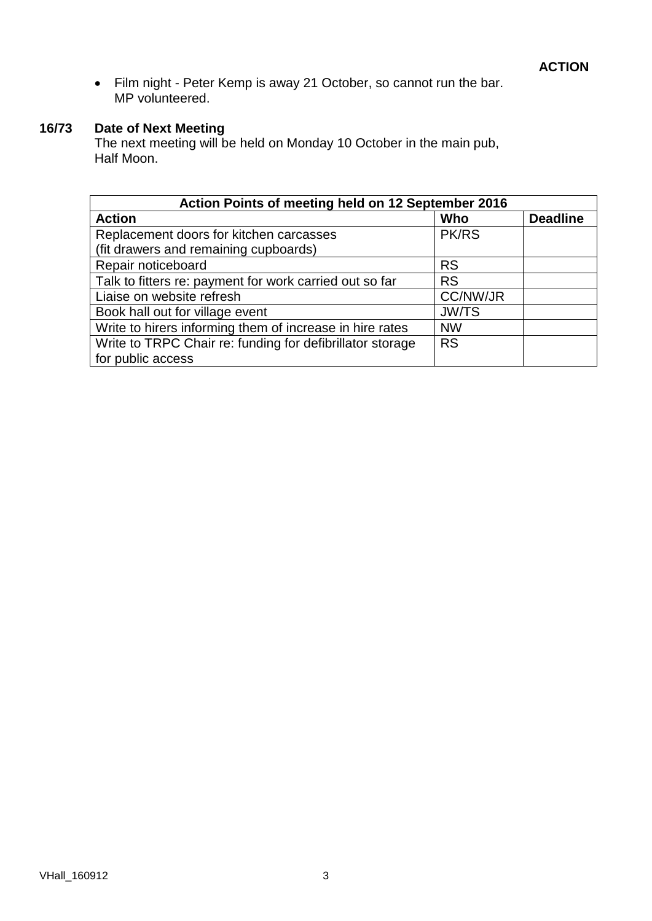**ACTION**

- Film night - Peter Kemp is away 21 October, so cannot run the bar. MP volunteered.

**16/73 Date of Next Meeting**

The next meeting will be held on Monday 10 October in the main pub, Half Moon.

| Action Points of meeting held on 12 September 2016 | | |
|---|---|---|
| **Action** | **Who** | **Deadline** |
| Replacement doors for kitchen carcasses (fit drawers and remaining cupboards) | PK/RS | |
| Repair noticeboard | RS | |
| Talk to fitters re: payment for work carried out so far | RS | |
| Liaise on website refresh | CC/NW/JR | |
| Book hall out for village event | JW/TS | |
| Write to hirers informing them of increase in hire rates | NW | |
| Write to TRPC Chair re: funding for defibrillator storage for public access | RS | |